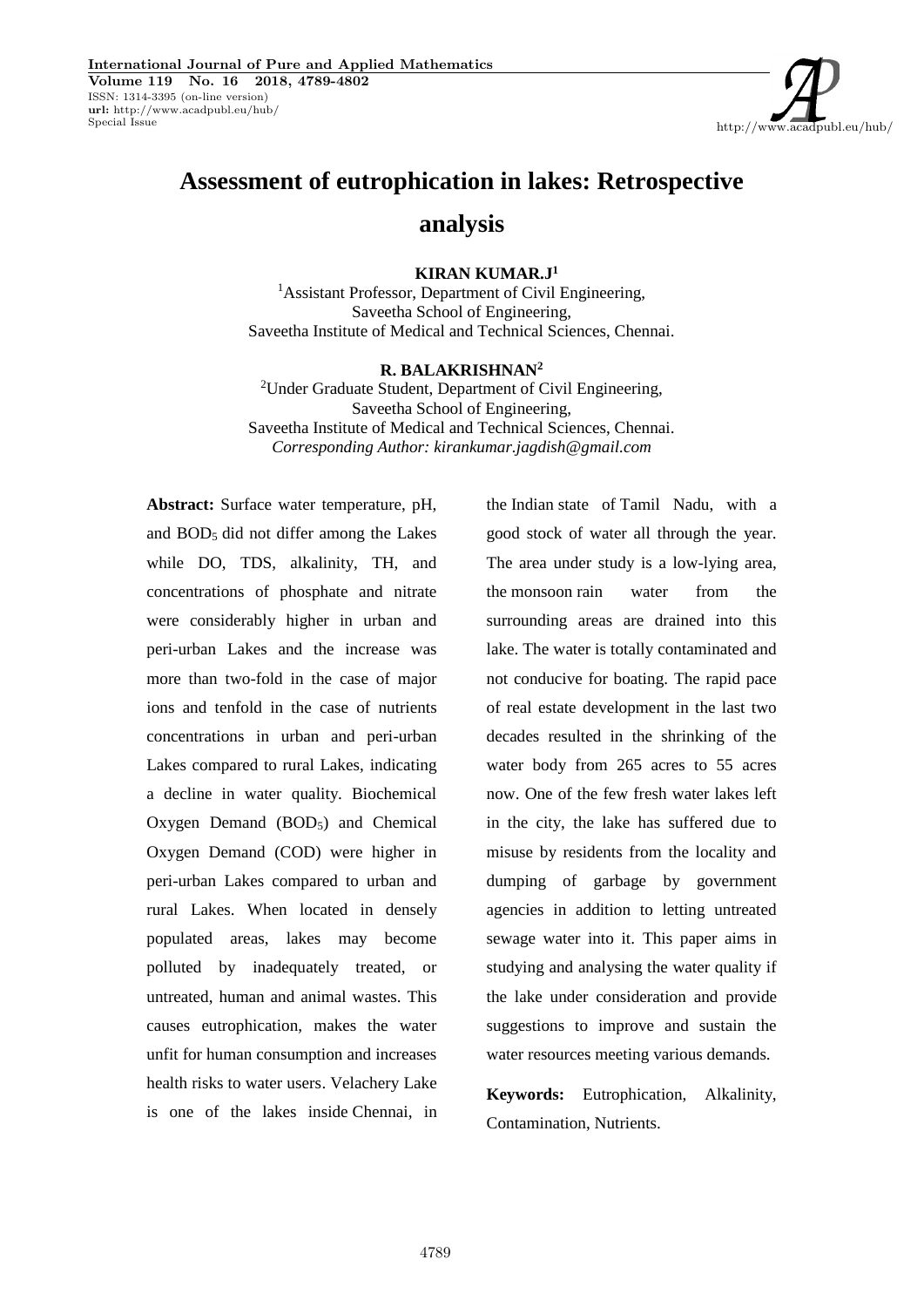# Assessment of eutrophication in lakes: Retrospective analysis

**KIRAN KUMAR.J[1]**

[1]Assistant Professor, Department of Civil Engineering,
Saveetha School of Engineering,
Saveetha Institute of Medical and Technical Sciences, Chennai.

**R. BALAKRISHNAN[2]**

[2]Under Graduate Student, Department of Civil Engineering,
Saveetha School of Engineering,
Saveetha Institute of Medical and Technical Sciences, Chennai.
*Corresponding Author: kirankumar.jagdish@gmail.com*

**Abstract:** Surface water temperature, pH, and $BOD_5$ did not differ among the Lakes while DO, TDS, alkalinity, TH, and concentrations of phosphate and nitrate were considerably higher in urban and peri-urban Lakes and the increase was more than two-fold in the case of major ions and tenfold in the case of nutrients concentrations in urban and peri-urban Lakes compared to rural Lakes, indicating a decline in water quality. Biochemical Oxygen Demand ($BOD_5$) and Chemical Oxygen Demand (COD) were higher in peri-urban Lakes compared to urban and rural Lakes. When located in densely populated areas, lakes may become polluted by inadequately treated, or untreated, human and animal wastes. This causes eutrophication, makes the water unfit for human consumption and increases health risks to water users. Velachery Lake is one of the lakes inside Chennai, in the Indian state of Tamil Nadu, with a good stock of water all through the year. The area under study is a low-lying area, the monsoon rain water from the surrounding areas are drained into this lake. The water is totally contaminated and not conducive for boating. The rapid pace of real estate development in the last two decades resulted in the shrinking of the water body from 265 acres to 55 acres now. One of the few fresh water lakes left in the city, the lake has suffered due to misuse by residents from the locality and dumping of garbage by government agencies in addition to letting untreated sewage water into it. This paper aims in studying and analysing the water quality if the lake under consideration and provide suggestions to improve and sustain the water resources meeting various demands.

**Keywords:** Eutrophication, Alkalinity, Contamination, Nutrients.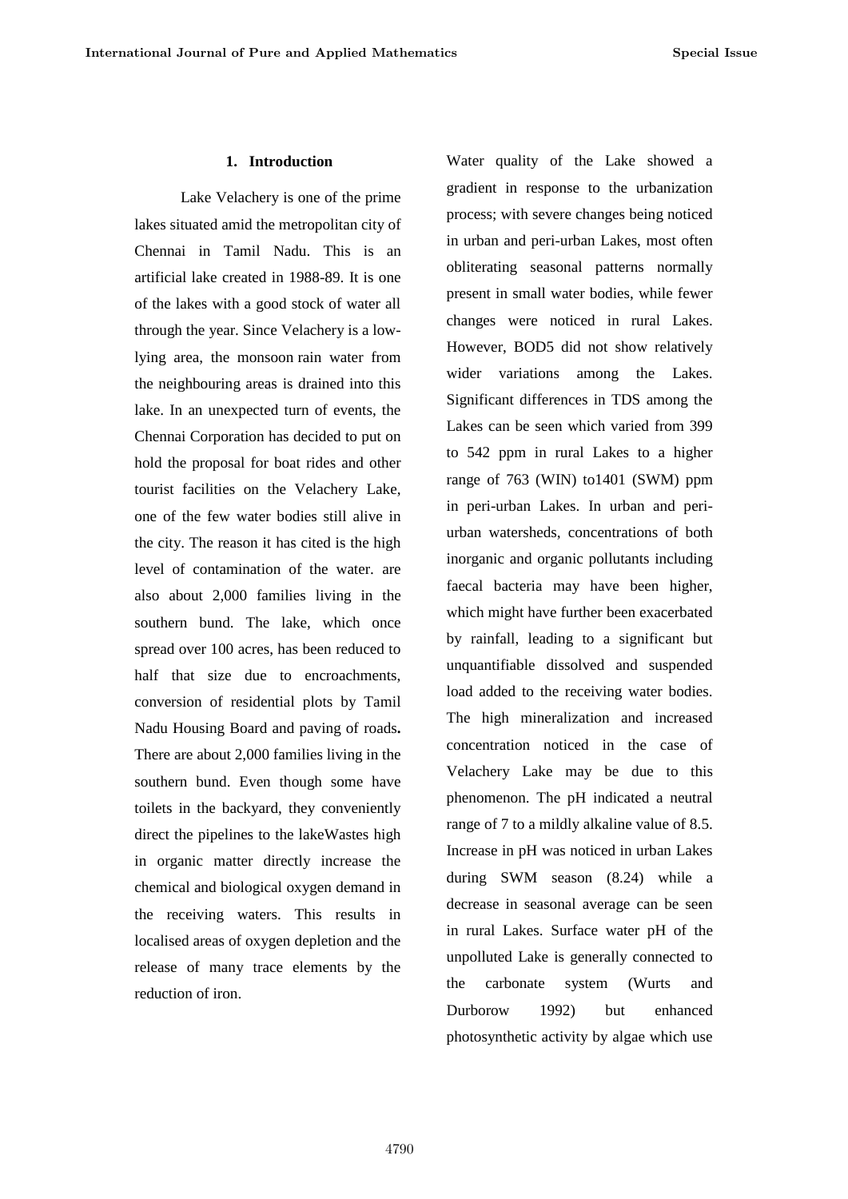## 1. Introduction

Lake Velachery is one of the prime lakes situated amid the metropolitan city of Chennai in Tamil Nadu. This is an artificial lake created in 1988-89. It is one of the lakes with a good stock of water all through the year. Since Velachery is a low-lying area, the monsoon rain water from the neighbouring areas is drained into this lake. In an unexpected turn of events, the Chennai Corporation has decided to put on hold the proposal for boat rides and other tourist facilities on the Velachery Lake, one of the few water bodies still alive in the city. The reason it has cited is the high level of contamination of the water. are also about 2,000 families living in the southern bund. The lake, which once spread over 100 acres, has been reduced to half that size due to encroachments, conversion of residential plots by Tamil Nadu Housing Board and paving of roads**.** There are about 2,000 families living in the southern bund. Even though some have toilets in the backyard, they conveniently direct the pipelines to the lakeWastes high in organic matter directly increase the chemical and biological oxygen demand in the receiving waters. This results in localised areas of oxygen depletion and the release of many trace elements by the reduction of iron.

Water quality of the Lake showed a gradient in response to the urbanization process; with severe changes being noticed in urban and peri-urban Lakes, most often obliterating seasonal patterns normally present in small water bodies, while fewer changes were noticed in rural Lakes. However, BOD5 did not show relatively wider variations among the Lakes. Significant differences in TDS among the Lakes can be seen which varied from 399 to 542 ppm in rural Lakes to a higher range of 763 (WIN) to1401 (SWM) ppm in peri-urban Lakes. In urban and peri-urban watersheds, concentrations of both inorganic and organic pollutants including faecal bacteria may have been higher, which might have further been exacerbated by rainfall, leading to a significant but unquantifiable dissolved and suspended load added to the receiving water bodies. The high mineralization and increased concentration noticed in the case of Velachery Lake may be due to this phenomenon. The pH indicated a neutral range of 7 to a mildly alkaline value of 8.5. Increase in pH was noticed in urban Lakes during SWM season (8.24) while a decrease in seasonal average can be seen in rural Lakes. Surface water pH of the unpolluted Lake is generally connected to the carbonate system (Wurts and Durborow 1992) but enhanced photosynthetic activity by algae which use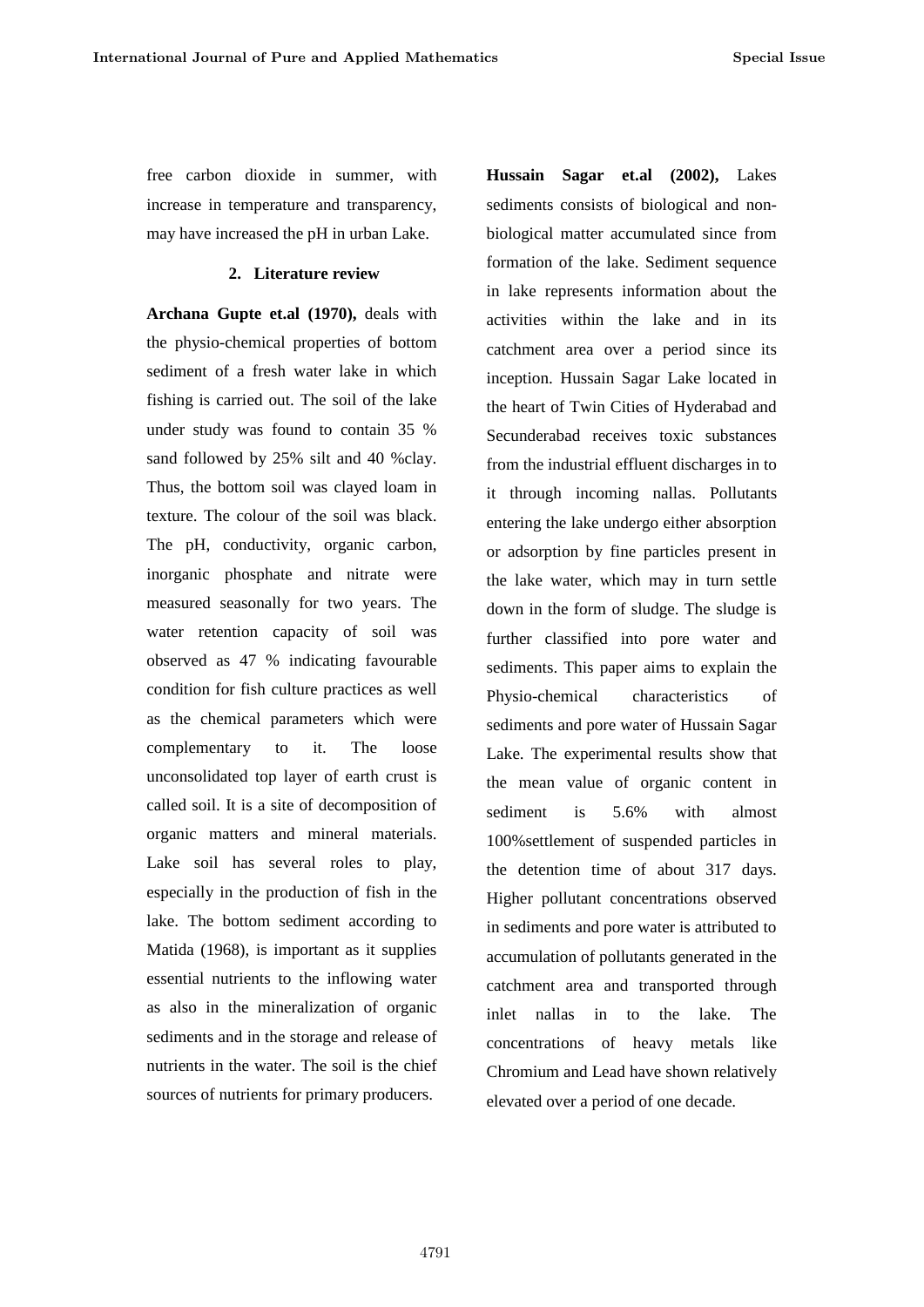free carbon dioxide in summer, with increase in temperature and transparency, may have increased the pH in urban Lake.

## 2. Literature review

**Archana Gupte et.al (1970),** deals with the physio-chemical properties of bottom sediment of a fresh water lake in which fishing is carried out. The soil of the lake under study was found to contain 35 % sand followed by 25% silt and 40 %clay. Thus, the bottom soil was clayed loam in texture. The colour of the soil was black. The pH, conductivity, organic carbon, inorganic phosphate and nitrate were measured seasonally for two years. The water retention capacity of soil was observed as 47 % indicating favourable condition for fish culture practices as well as the chemical parameters which were complementary to it. The loose unconsolidated top layer of earth crust is called soil. It is a site of decomposition of organic matters and mineral materials. Lake soil has several roles to play, especially in the production of fish in the lake. The bottom sediment according to Matida (1968), is important as it supplies essential nutrients to the inflowing water as also in the mineralization of organic sediments and in the storage and release of nutrients in the water. The soil is the chief sources of nutrients for primary producers.

**Hussain Sagar et.al (2002),** Lakes sediments consists of biological and non-biological matter accumulated since from formation of the lake. Sediment sequence in lake represents information about the activities within the lake and in its catchment area over a period since its inception. Hussain Sagar Lake located in the heart of Twin Cities of Hyderabad and Secunderabad receives toxic substances from the industrial effluent discharges in to it through incoming nallas. Pollutants entering the lake undergo either absorption or adsorption by fine particles present in the lake water, which may in turn settle down in the form of sludge. The sludge is further classified into pore water and sediments. This paper aims to explain the Physio-chemical characteristics of sediments and pore water of Hussain Sagar Lake. The experimental results show that the mean value of organic content in sediment is 5.6% with almost 100%settlement of suspended particles in the detention time of about 317 days. Higher pollutant concentrations observed in sediments and pore water is attributed to accumulation of pollutants generated in the catchment area and transported through inlet nallas in to the lake. The concentrations of heavy metals like Chromium and Lead have shown relatively elevated over a period of one decade.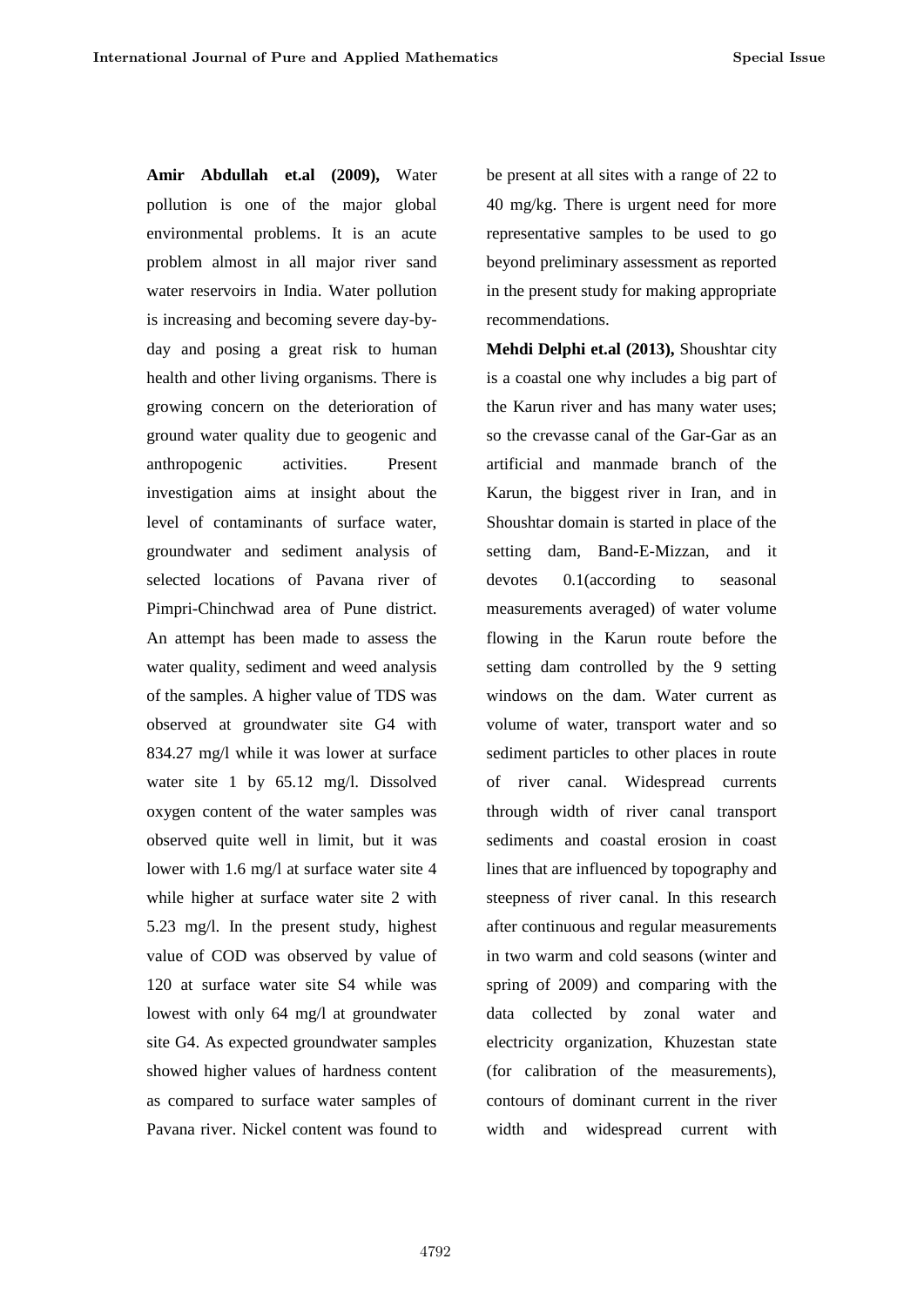**Amir Abdullah et.al (2009),** Water pollution is one of the major global environmental problems. It is an acute problem almost in all major river sand water reservoirs in India. Water pollution is increasing and becoming severe day-by-day and posing a great risk to human health and other living organisms. There is growing concern on the deterioration of ground water quality due to geogenic and anthropogenic activities. Present investigation aims at insight about the level of contaminants of surface water, groundwater and sediment analysis of selected locations of Pavana river of Pimpri-Chinchwad area of Pune district. An attempt has been made to assess the water quality, sediment and weed analysis of the samples. A higher value of TDS was observed at groundwater site G4 with 834.27 mg/l while it was lower at surface water site 1 by 65.12 mg/l. Dissolved oxygen content of the water samples was observed quite well in limit, but it was lower with 1.6 mg/l at surface water site 4 while higher at surface water site 2 with 5.23 mg/l. In the present study, highest value of COD was observed by value of 120 at surface water site S4 while was lowest with only 64 mg/l at groundwater site G4. As expected groundwater samples showed higher values of hardness content as compared to surface water samples of Pavana river. Nickel content was found to be present at all sites with a range of 22 to 40 mg/kg. There is urgent need for more representative samples to be used to go beyond preliminary assessment as reported in the present study for making appropriate recommendations.

**Mehdi Delphi et.al (2013),** Shoushtar city is a coastal one why includes a big part of the Karun river and has many water uses; so the crevasse canal of the Gar-Gar as an artificial and manmade branch of the Karun, the biggest river in Iran, and in Shoushtar domain is started in place of the setting dam, Band-E-Mizzan, and it devotes 0.1(according to seasonal measurements averaged) of water volume flowing in the Karun route before the setting dam controlled by the 9 setting windows on the dam. Water current as volume of water, transport water and so sediment particles to other places in route of river canal. Widespread currents through width of river canal transport sediments and coastal erosion in coast lines that are influenced by topography and steepness of river canal. In this research after continuous and regular measurements in two warm and cold seasons (winter and spring of 2009) and comparing with the data collected by zonal water and electricity organization, Khuzestan state (for calibration of the measurements), contours of dominant current in the river width and widespread current with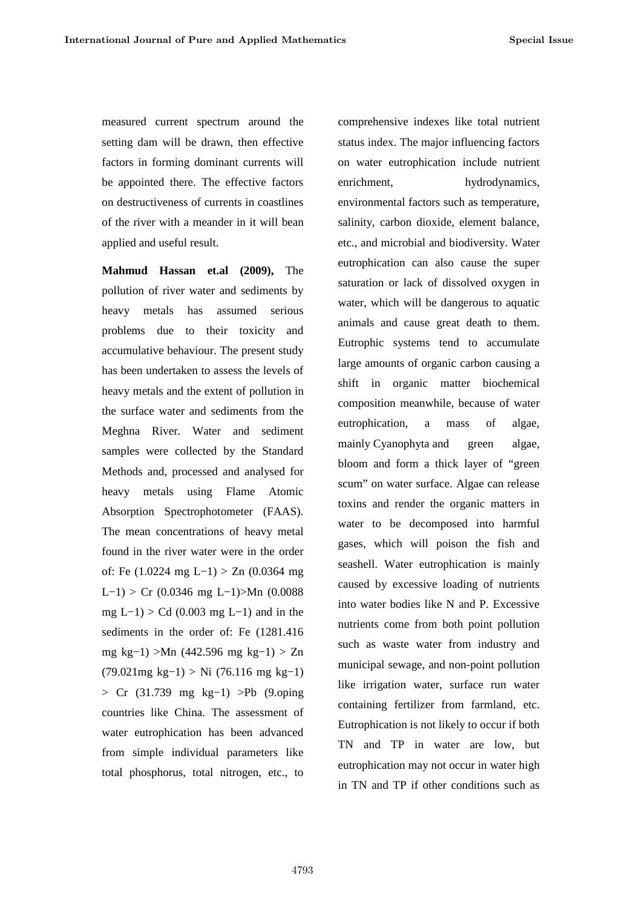measured current spectrum around the setting dam will be drawn, then effective factors in forming dominant currents will be appointed there. The effective factors on destructiveness of currents in coastlines of the river with a meander in it will bean applied and useful result.

**Mahmud Hassan et.al (2009),** The pollution of river water and sediments by heavy metals has assumed serious problems due to their toxicity and accumulative behaviour. The present study has been undertaken to assess the levels of heavy metals and the extent of pollution in the surface water and sediments from the Meghna River. Water and sediment samples were collected by the Standard Methods and, processed and analysed for heavy metals using Flame Atomic Absorption Spectrophotometer (FAAS). The mean concentrations of heavy metal found in the river water were in the order of: Fe (1.0224 mg $L^{-1}$) > Zn (0.0364 mg $L^{-1}$) > Cr (0.0346 mg $L^{-1}$)>Mn (0.0088 mg $L^{-1}$) > Cd (0.003 mg $L^{-1}$) and in the sediments in the order of: Fe (1281.416 mg $kg^{-1}$) >Mn (442.596 mg $kg^{-1}$) > Zn (79.021mg $kg^{-1}$) > Ni (76.116 mg $kg^{-1}$) > Cr (31.739 mg $kg^{-1}$) >Pb (9.oping countries like China. The assessment of water eutrophication has been advanced from simple individual parameters like total phosphorus, total nitrogen, etc., to comprehensive indexes like total nutrient status index. The major influencing factors on water eutrophication include nutrient enrichment, hydrodynamics, environmental factors such as temperature, salinity, carbon dioxide, element balance, etc., and microbial and biodiversity. Water eutrophication can also cause the super saturation or lack of dissolved oxygen in water, which will be dangerous to aquatic animals and cause great death to them. Eutrophic systems tend to accumulate large amounts of organic carbon causing a shift in organic matter biochemical composition meanwhile, because of water eutrophication, a mass of algae, mainly Cyanophyta and green algae, bloom and form a thick layer of "green scum" on water surface. Algae can release toxins and render the organic matters in water to be decomposed into harmful gases, which will poison the fish and seashell. Water eutrophication is mainly caused by excessive loading of nutrients into water bodies like N and P. Excessive nutrients come from both point pollution such as waste water from industry and municipal sewage, and non-point pollution like irrigation water, surface run water containing fertilizer from farmland, etc. Eutrophication is not likely to occur if both TN and TP in water are low, but eutrophication may not occur in water high in TN and TP if other conditions such as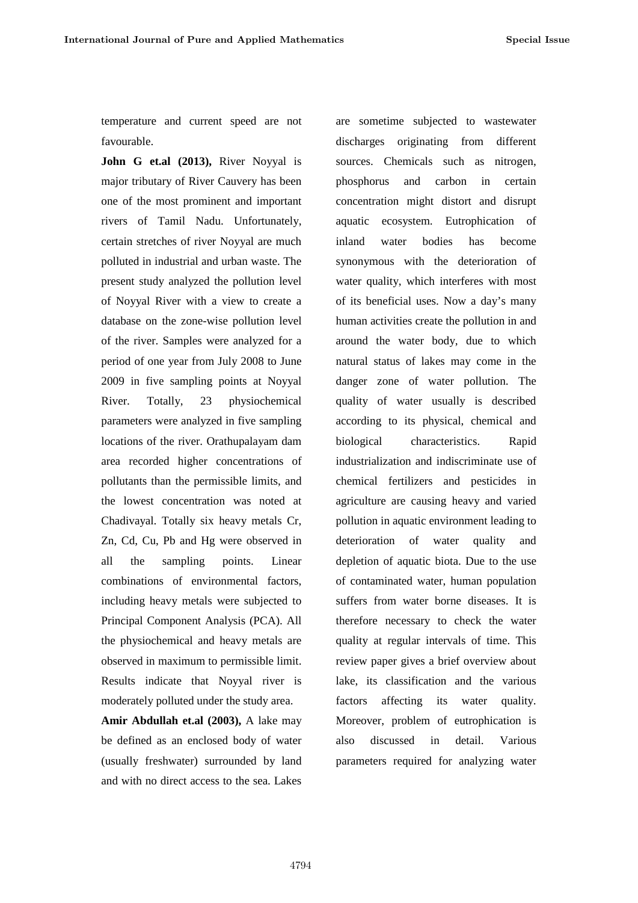temperature and current speed are not favourable.

**John G et.al (2013),** River Noyyal is major tributary of River Cauvery has been one of the most prominent and important rivers of Tamil Nadu. Unfortunately, certain stretches of river Noyyal are much polluted in industrial and urban waste. The present study analyzed the pollution level of Noyyal River with a view to create a database on the zone-wise pollution level of the river. Samples were analyzed for a period of one year from July 2008 to June 2009 in five sampling points at Noyyal River. Totally, 23 physiochemical parameters were analyzed in five sampling locations of the river. Orathupalayam dam area recorded higher concentrations of pollutants than the permissible limits, and the lowest concentration was noted at Chadivayal. Totally six heavy metals Cr, Zn, Cd, Cu, Pb and Hg were observed in all the sampling points. Linear combinations of environmental factors, including heavy metals were subjected to Principal Component Analysis (PCA). All the physiochemical and heavy metals are observed in maximum to permissible limit. Results indicate that Noyyal river is moderately polluted under the study area.

**Amir Abdullah et.al (2003),** A lake may be defined as an enclosed body of water (usually freshwater) surrounded by land and with no direct access to the sea. Lakes are sometime subjected to wastewater discharges originating from different sources. Chemicals such as nitrogen, phosphorus and carbon in certain concentration might distort and disrupt aquatic ecosystem. Eutrophication of inland water bodies has become synonymous with the deterioration of water quality, which interferes with most of its beneficial uses. Now a day's many human activities create the pollution in and around the water body, due to which natural status of lakes may come in the danger zone of water pollution. The quality of water usually is described according to its physical, chemical and biological characteristics. Rapid industrialization and indiscriminate use of chemical fertilizers and pesticides in agriculture are causing heavy and varied pollution in aquatic environment leading to deterioration of water quality and depletion of aquatic biota. Due to the use of contaminated water, human population suffers from water borne diseases. It is therefore necessary to check the water quality at regular intervals of time. This review paper gives a brief overview about lake, its classification and the various factors affecting its water quality. Moreover, problem of eutrophication is also discussed in detail. Various parameters required for analyzing water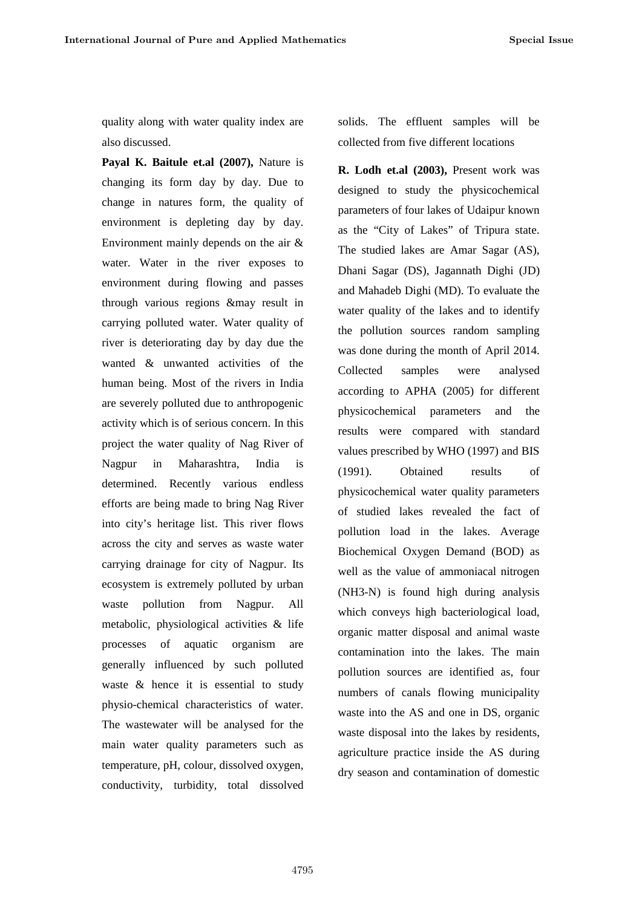quality along with water quality index are also discussed.

**Payal K. Baitule et.al (2007),** Nature is changing its form day by day. Due to change in natures form, the quality of environment is depleting day by day. Environment mainly depends on the air & water. Water in the river exposes to environment during flowing and passes through various regions &may result in carrying polluted water. Water quality of river is deteriorating day by day due the wanted & unwanted activities of the human being. Most of the rivers in India are severely polluted due to anthropogenic activity which is of serious concern. In this project the water quality of Nag River of Nagpur in Maharashtra, India is determined. Recently various endless efforts are being made to bring Nag River into city's heritage list. This river flows across the city and serves as waste water carrying drainage for city of Nagpur. Its ecosystem is extremely polluted by urban waste pollution from Nagpur. All metabolic, physiological activities & life processes of aquatic organism are generally influenced by such polluted waste & hence it is essential to study physio-chemical characteristics of water. The wastewater will be analysed for the main water quality parameters such as temperature, pH, colour, dissolved oxygen, conductivity, turbidity, total dissolved solids. The effluent samples will be collected from five different locations

**R. Lodh et.al (2003),** Present work was designed to study the physicochemical parameters of four lakes of Udaipur known as the "City of Lakes" of Tripura state. The studied lakes are Amar Sagar (AS), Dhani Sagar (DS), Jagannath Dighi (JD) and Mahadeb Dighi (MD). To evaluate the water quality of the lakes and to identify the pollution sources random sampling was done during the month of April 2014. Collected samples were analysed according to APHA (2005) for different physicochemical parameters and the results were compared with standard values prescribed by WHO (1997) and BIS (1991). Obtained results of physicochemical water quality parameters of studied lakes revealed the fact of pollution load in the lakes. Average Biochemical Oxygen Demand (BOD) as well as the value of ammoniacal nitrogen ($NH_3$-N) is found high during analysis which conveys high bacteriological load, organic matter disposal and animal waste contamination into the lakes. The main pollution sources are identified as, four numbers of canals flowing municipality waste into the AS and one in DS, organic waste disposal into the lakes by residents, agriculture practice inside the AS during dry season and contamination of domestic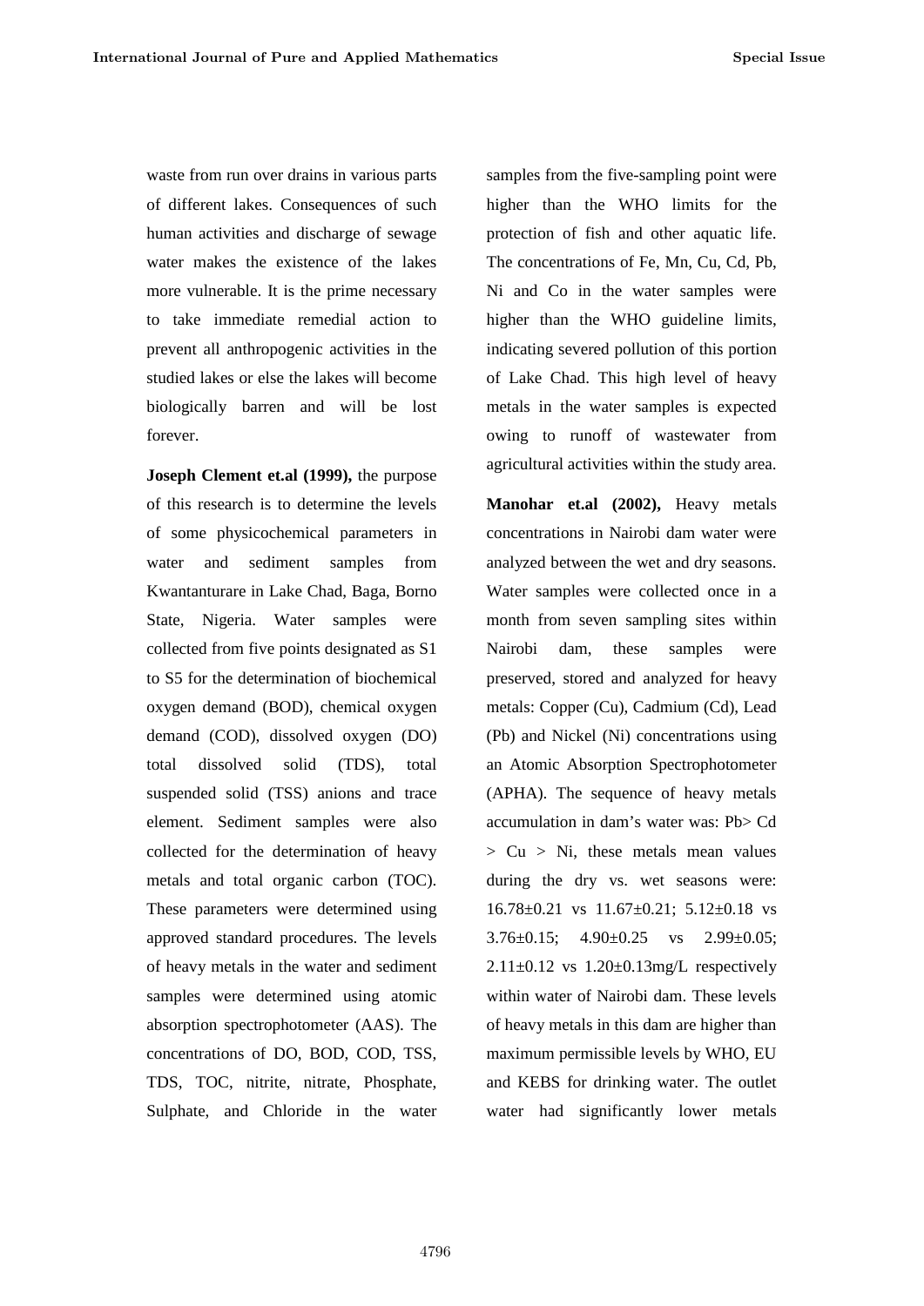waste from run over drains in various parts of different lakes. Consequences of such human activities and discharge of sewage water makes the existence of the lakes more vulnerable. It is the prime necessary to take immediate remedial action to prevent all anthropogenic activities in the studied lakes or else the lakes will become biologically barren and will be lost forever.

**Joseph Clement et.al (1999),** the purpose of this research is to determine the levels of some physicochemical parameters in water and sediment samples from Kwantanturare in Lake Chad, Baga, Borno State, Nigeria. Water samples were collected from five points designated as S1 to S5 for the determination of biochemical oxygen demand (BOD), chemical oxygen demand (COD), dissolved oxygen (DO) total dissolved solid (TDS), total suspended solid (TSS) anions and trace element. Sediment samples were also collected for the determination of heavy metals and total organic carbon (TOC). These parameters were determined using approved standard procedures. The levels of heavy metals in the water and sediment samples were determined using atomic absorption spectrophotometer (AAS). The concentrations of DO, BOD, COD, TSS, TDS, TOC, nitrite, nitrate, Phosphate, Sulphate, and Chloride in the water samples from the five-sampling point were higher than the WHO limits for the protection of fish and other aquatic life. The concentrations of Fe, Mn, Cu, Cd, Pb, Ni and Co in the water samples were higher than the WHO guideline limits, indicating severed pollution of this portion of Lake Chad. This high level of heavy metals in the water samples is expected owing to runoff of wastewater from agricultural activities within the study area.

**Manohar et.al (2002),** Heavy metals concentrations in Nairobi dam water were analyzed between the wet and dry seasons. Water samples were collected once in a month from seven sampling sites within Nairobi dam, these samples were preserved, stored and analyzed for heavy metals: Copper (Cu), Cadmium (Cd), Lead (Pb) and Nickel (Ni) concentrations using an Atomic Absorption Spectrophotometer (APHA). The sequence of heavy metals accumulation in dam's water was: Pb> Cd > Cu > Ni, these metals mean values during the dry vs. wet seasons were: 16.78±0.21 vs 11.67±0.21; 5.12±0.18 vs 3.76±0.15; 4.90±0.25 vs 2.99±0.05; 2.11±0.12 vs 1.20±0.13mg/L respectively within water of Nairobi dam. These levels of heavy metals in this dam are higher than maximum permissible levels by WHO, EU and KEBS for drinking water. The outlet water had significantly lower metals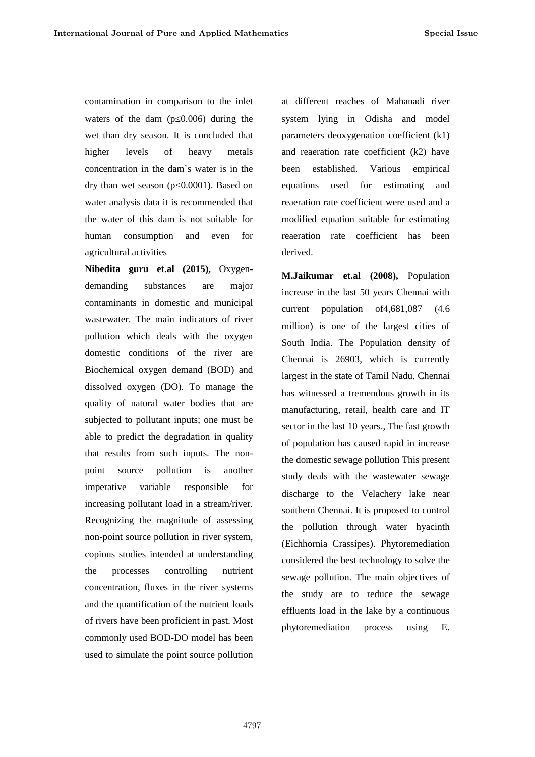contamination in comparison to the inlet waters of the dam ($p \leq 0.006$) during the wet than dry season. It is concluded that higher levels of heavy metals concentration in the dam`s water is in the dry than wet season ($p<0.0001$). Based on water analysis data it is recommended that the water of this dam is not suitable for human consumption and even for agricultural activities

**Nibedita guru et.al (2015),** Oxygen-demanding substances are major contaminants in domestic and municipal wastewater. The main indicators of river pollution which deals with the oxygen domestic conditions of the river are Biochemical oxygen demand (BOD) and dissolved oxygen (DO). To manage the quality of natural water bodies that are subjected to pollutant inputs; one must be able to predict the degradation in quality that results from such inputs. The non-point source pollution is another imperative variable responsible for increasing pollutant load in a stream/river. Recognizing the magnitude of assessing non-point source pollution in river system, copious studies intended at understanding the processes controlling nutrient concentration, fluxes in the river systems and the quantification of the nutrient loads of rivers have been proficient in past. Most commonly used BOD-DO model has been used to simulate the point source pollution at different reaches of Mahanadi river system lying in Odisha and model parameters deoxygenation coefficient (k1) and reaeration rate coefficient (k2) have been established. Various empirical equations used for estimating and reaeration rate coefficient were used and a modified equation suitable for estimating reaeration rate coefficient has been derived.

**M.Jaikumar et.al (2008),** Population increase in the last 50 years Chennai with current population of4,681,087 (4.6 million) is one of the largest cities of South India. The Population density of Chennai is 26903, which is currently largest in the state of Tamil Nadu. Chennai has witnessed a tremendous growth in its manufacturing, retail, health care and IT sector in the last 10 years., The fast growth of population has caused rapid in increase the domestic sewage pollution This present study deals with the wastewater sewage discharge to the Velachery lake near southern Chennai. It is proposed to control the pollution through water hyacinth (Eichhornia Crassipes). Phytoremediation considered the best technology to solve the sewage pollution. The main objectives of the study are to reduce the sewage effluents load in the lake by a continuous phytoremediation process using E.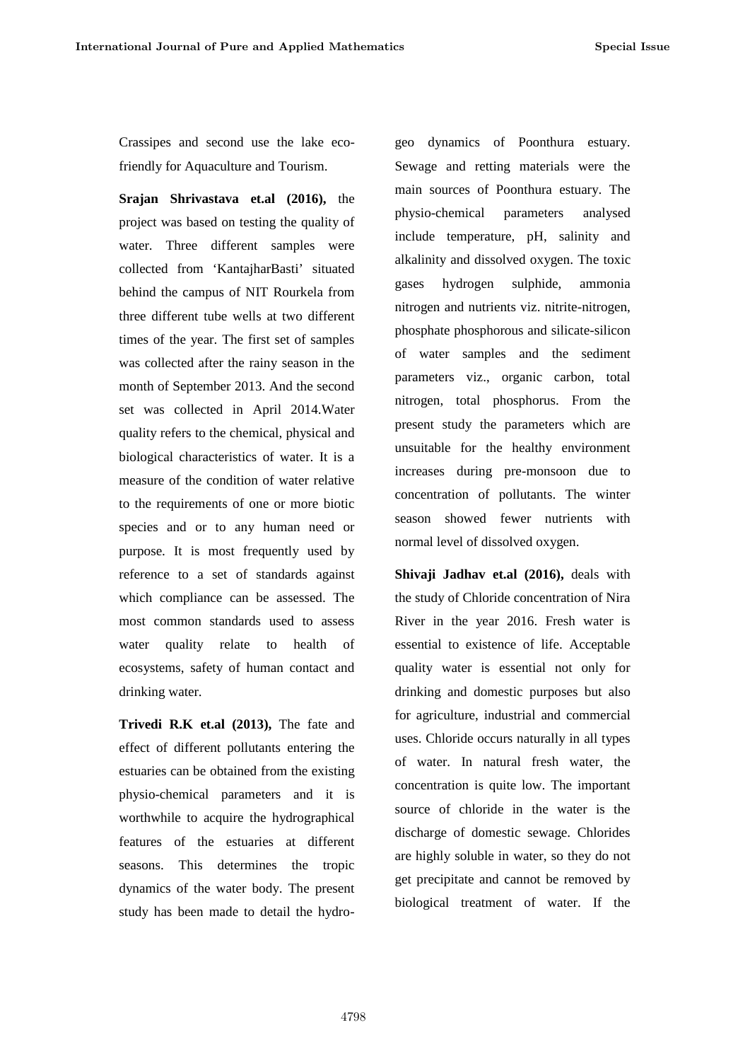Crassipes and second use the lake eco-friendly for Aquaculture and Tourism.

**Srajan Shrivastava et.al (2016),** the project was based on testing the quality of water. Three different samples were collected from 'KantajharBasti' situated behind the campus of NIT Rourkela from three different tube wells at two different times of the year. The first set of samples was collected after the rainy season in the month of September 2013. And the second set was collected in April 2014.Water quality refers to the chemical, physical and biological characteristics of water. It is a measure of the condition of water relative to the requirements of one or more biotic species and or to any human need or purpose. It is most frequently used by reference to a set of standards against which compliance can be assessed. The most common standards used to assess water quality relate to health of ecosystems, safety of human contact and drinking water.

**Trivedi R.K et.al (2013),** The fate and effect of different pollutants entering the estuaries can be obtained from the existing physio-chemical parameters and it is worthwhile to acquire the hydrographical features of the estuaries at different seasons. This determines the tropic dynamics of the water body. The present study has been made to detail the hydro-geo dynamics of Poonthura estuary. Sewage and retting materials were the main sources of Poonthura estuary. The physio-chemical parameters analysed include temperature, pH, salinity and alkalinity and dissolved oxygen. The toxic gases hydrogen sulphide, ammonia nitrogen and nutrients viz. nitrite-nitrogen, phosphate phosphorous and silicate-silicon of water samples and the sediment parameters viz., organic carbon, total nitrogen, total phosphorus. From the present study the parameters which are unsuitable for the healthy environment increases during pre-monsoon due to concentration of pollutants. The winter season showed fewer nutrients with normal level of dissolved oxygen.

**Shivaji Jadhav et.al (2016),** deals with the study of Chloride concentration of Nira River in the year 2016. Fresh water is essential to existence of life. Acceptable quality water is essential not only for drinking and domestic purposes but also for agriculture, industrial and commercial uses. Chloride occurs naturally in all types of water. In natural fresh water, the concentration is quite low. The important source of chloride in the water is the discharge of domestic sewage. Chlorides are highly soluble in water, so they do not get precipitate and cannot be removed by biological treatment of water. If the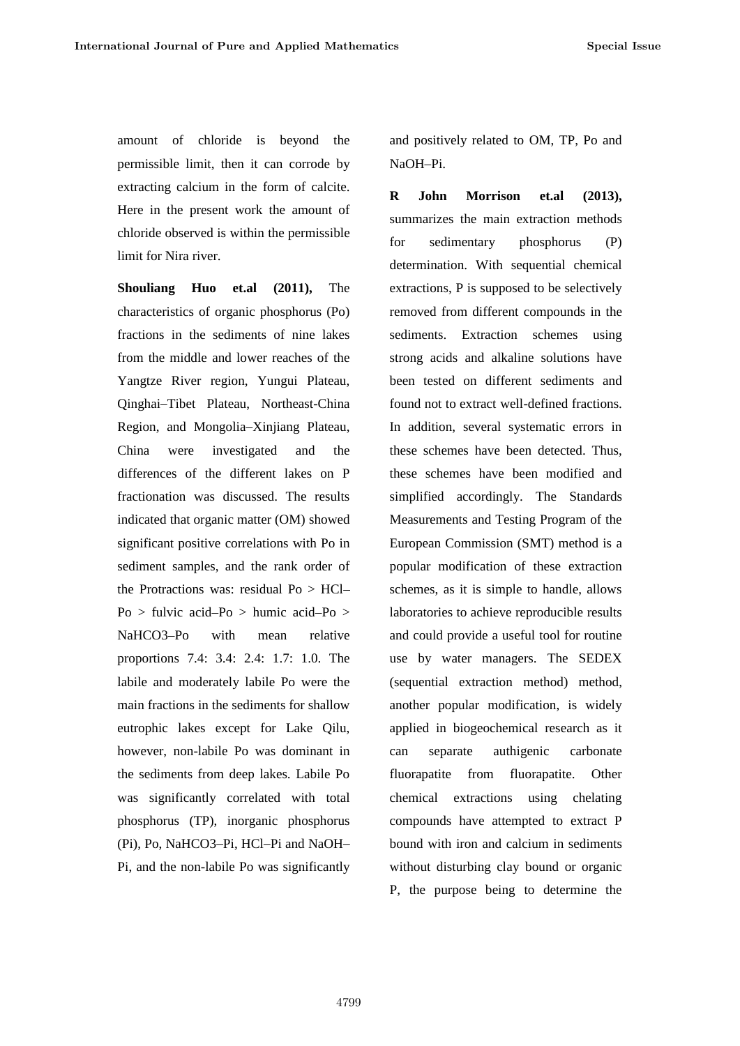amount of chloride is beyond the permissible limit, then it can corrode by extracting calcium in the form of calcite. Here in the present work the amount of chloride observed is within the permissible limit for Nira river.

**Shouliang Huo et.al (2011),** The characteristics of organic phosphorus (Po) fractions in the sediments of nine lakes from the middle and lower reaches of the Yangtze River region, Yungui Plateau, Qinghai–Tibet Plateau, Northeast-China Region, and Mongolia–Xinjiang Plateau, China were investigated and the differences of the different lakes on P fractionation was discussed. The results indicated that organic matter (OM) showed significant positive correlations with Po in sediment samples, and the rank order of the Protractions was: residual Po > HCl–Po > fulvic acid–Po > humic acid–Po > $NaHCO_3$–Po with mean relative proportions 7.4: 3.4: 2.4: 1.7: 1.0. The labile and moderately labile Po were the main fractions in the sediments for shallow eutrophic lakes except for Lake Qilu, however, non-labile Po was dominant in the sediments from deep lakes. Labile Po was significantly correlated with total phosphorus (TP), inorganic phosphorus (Pi), Po, $NaHCO_3$–Pi, HCl–Pi and NaOH–Pi, and the non-labile Po was significantly and positively related to OM, TP, Po and NaOH–Pi.

**R John Morrison et.al (2013),** summarizes the main extraction methods for sedimentary phosphorus (P) determination. With sequential chemical extractions, P is supposed to be selectively removed from different compounds in the sediments. Extraction schemes using strong acids and alkaline solutions have been tested on different sediments and found not to extract well-defined fractions. In addition, several systematic errors in these schemes have been detected. Thus, these schemes have been modified and simplified accordingly. The Standards Measurements and Testing Program of the European Commission (SMT) method is a popular modification of these extraction schemes, as it is simple to handle, allows laboratories to achieve reproducible results and could provide a useful tool for routine use by water managers. The SEDEX (sequential extraction method) method, another popular modification, is widely applied in biogeochemical research as it can separate authigenic carbonate fluorapatite from fluorapatite. Other chemical extractions using chelating compounds have attempted to extract P bound with iron and calcium in sediments without disturbing clay bound or organic P, the purpose being to determine the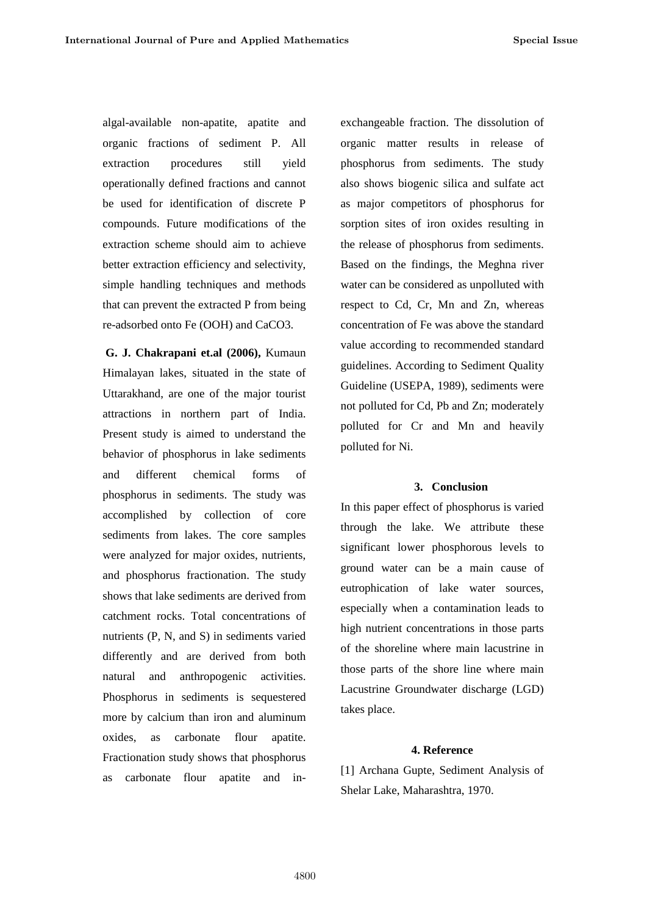algal-available non-apatite, apatite and organic fractions of sediment P. All extraction procedures still yield operationally defined fractions and cannot be used for identification of discrete P compounds. Future modifications of the extraction scheme should aim to achieve better extraction efficiency and selectivity, simple handling techniques and methods that can prevent the extracted P from being re-adsorbed onto Fe (OOH) and $CaCO_3$.

**G. J. Chakrapani et.al (2006),** Kumaun Himalayan lakes, situated in the state of Uttarakhand, are one of the major tourist attractions in northern part of India. Present study is aimed to understand the behavior of phosphorus in lake sediments and different chemical forms of phosphorus in sediments. The study was accomplished by collection of core sediments from lakes. The core samples were analyzed for major oxides, nutrients, and phosphorus fractionation. The study shows that lake sediments are derived from catchment rocks. Total concentrations of nutrients (P, N, and S) in sediments varied differently and are derived from both natural and anthropogenic activities. Phosphorus in sediments is sequestered more by calcium than iron and aluminum oxides, as carbonate flour apatite. Fractionation study shows that phosphorus as carbonate flour apatite and in-exchangeable fraction. The dissolution of organic matter results in release of phosphorus from sediments. The study also shows biogenic silica and sulfate act as major competitors of phosphorus for sorption sites of iron oxides resulting in the release of phosphorus from sediments. Based on the findings, the Meghna river water can be considered as unpolluted with respect to Cd, Cr, Mn and Zn, whereas concentration of Fe was above the standard value according to recommended standard guidelines. According to Sediment Quality Guideline (USEPA, 1989), sediments were not polluted for Cd, Pb and Zn; moderately polluted for Cr and Mn and heavily polluted for Ni.

## 3. Conclusion

In this paper effect of phosphorus is varied through the lake. We attribute these significant lower phosphorous levels to ground water can be a main cause of eutrophication of lake water sources, especially when a contamination leads to high nutrient concentrations in those parts of the shoreline where main lacustrine in those parts of the shore line where main Lacustrine Groundwater discharge (LGD) takes place.

## 4. Reference

[1] Archana Gupte, Sediment Analysis of Shelar Lake, Maharashtra, 1970.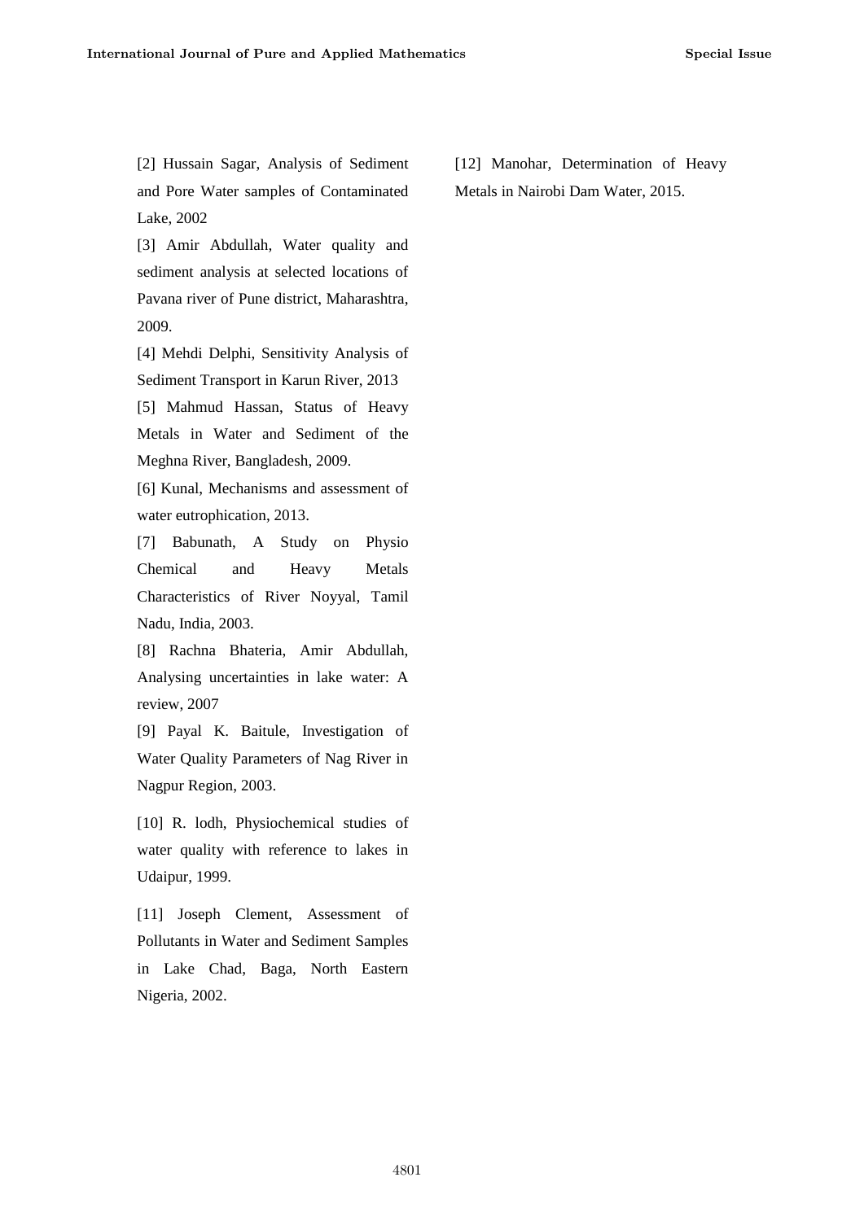[2] Hussain Sagar, Analysis of Sediment and Pore Water samples of Contaminated Lake, 2002

[3] Amir Abdullah, Water quality and sediment analysis at selected locations of Pavana river of Pune district, Maharashtra, 2009.

[4] Mehdi Delphi, Sensitivity Analysis of Sediment Transport in Karun River, 2013

[5] Mahmud Hassan, Status of Heavy Metals in Water and Sediment of the Meghna River, Bangladesh, 2009.

[6] Kunal, Mechanisms and assessment of water eutrophication, 2013.

[7] Babunath, A Study on Physio Chemical and Heavy Metals Characteristics of River Noyyal, Tamil Nadu, India, 2003.

[8] Rachna Bhateria, Amir Abdullah, Analysing uncertainties in lake water: A review, 2007

[9] Payal K. Baitule, Investigation of Water Quality Parameters of Nag River in Nagpur Region, 2003.

[10] R. lodh, Physiochemical studies of water quality with reference to lakes in Udaipur, 1999.

[11] Joseph Clement, Assessment of Pollutants in Water and Sediment Samples in Lake Chad, Baga, North Eastern Nigeria, 2002.

[12] Manohar, Determination of Heavy Metals in Nairobi Dam Water, 2015.